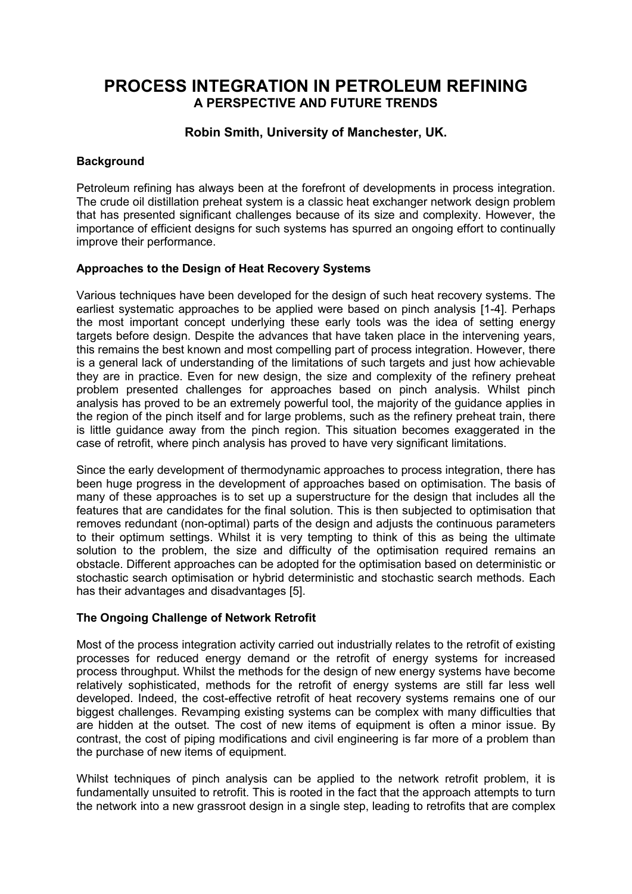# PROCESS INTEGRATION IN PETROLEUM REFINING

## A PERSPECTIVE AND FUTURE TRENDS

**Robin Smith, University of Manchester, UK.**

### Background

Petroleum refining has always been at the forefront of developments in process integration. The crude oil distillation preheat system is a classic heat exchanger network design problem that has presented significant challenges because of its size and complexity. However, the importance of efficient designs for such systems has spurred an ongoing effort to continually improve their performance.

### Approaches to the Design of Heat Recovery Systems

Various techniques have been developed for the design of such heat recovery systems. The earliest systematic approaches to be applied were based on pinch analysis [1-4]. Perhaps the most important concept underlying these early tools was the idea of setting energy targets before design. Despite the advances that have taken place in the intervening years, this remains the best known and most compelling part of process integration. However, there is a general lack of understanding of the limitations of such targets and just how achievable they are in practice. Even for new design, the size and complexity of the refinery preheat problem presented challenges for approaches based on pinch analysis. Whilst pinch analysis has proved to be an extremely powerful tool, the majority of the guidance applies in the region of the pinch itself and for large problems, such as the refinery preheat train, there is little guidance away from the pinch region. This situation becomes exaggerated in the case of retrofit, where pinch analysis has proved to have very significant limitations.

Since the early development of thermodynamic approaches to process integration, there has been huge progress in the development of approaches based on optimisation. The basis of many of these approaches is to set up a superstructure for the design that includes all the features that are candidates for the final solution. This is then subjected to optimisation that removes redundant (non-optimal) parts of the design and adjusts the continuous parameters to their optimum settings. Whilst it is very tempting to think of this as being the ultimate solution to the problem, the size and difficulty of the optimisation required remains an obstacle. Different approaches can be adopted for the optimisation based on deterministic or stochastic search optimisation or hybrid deterministic and stochastic search methods. Each has their advantages and disadvantages [5].

### The Ongoing Challenge of Network Retrofit

Most of the process integration activity carried out industrially relates to the retrofit of existing processes for reduced energy demand or the retrofit of energy systems for increased process throughput. Whilst the methods for the design of new energy systems have become relatively sophisticated, methods for the retrofit of energy systems are still far less well developed. Indeed, the cost-effective retrofit of heat recovery systems remains one of our biggest challenges. Revamping existing systems can be complex with many difficulties that are hidden at the outset. The cost of new items of equipment is often a minor issue. By contrast, the cost of piping modifications and civil engineering is far more of a problem than the purchase of new items of equipment.

Whilst techniques of pinch analysis can be applied to the network retrofit problem, it is fundamentally unsuited to retrofit. This is rooted in the fact that the approach attempts to turn the network into a new grassroot design in a single step, leading to retrofits that are complex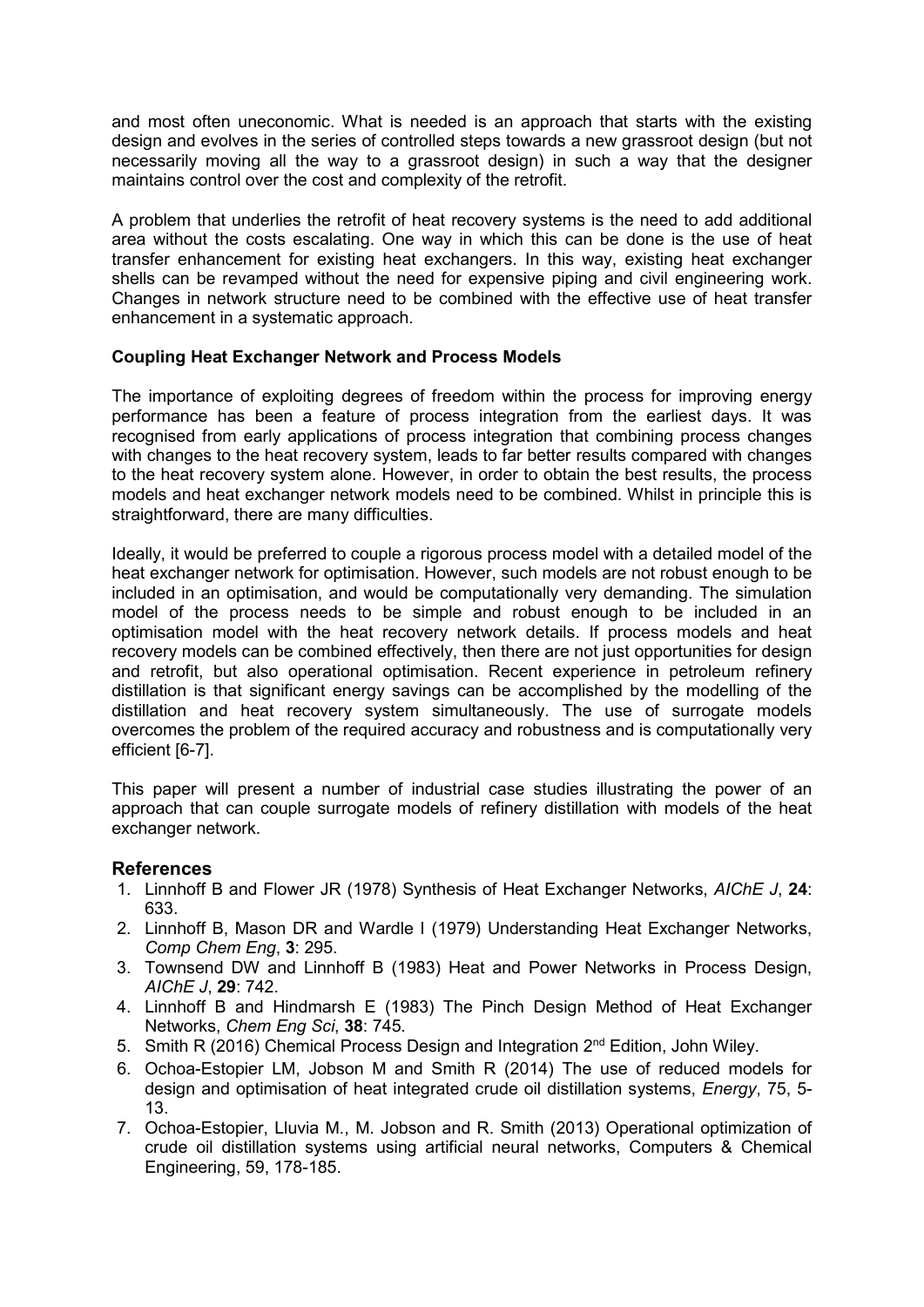and most often uneconomic. What is needed is an approach that starts with the existing design and evolves in the series of controlled steps towards a new grassroot design (but not necessarily moving all the way to a grassroot design) in such a way that the designer maintains control over the cost and complexity of the retrofit.

A problem that underlies the retrofit of heat recovery systems is the need to add additional area without the costs escalating. One way in which this can be done is the use of heat transfer enhancement for existing heat exchangers. In this way, existing heat exchanger shells can be revamped without the need for expensive piping and civil engineering work. Changes in network structure need to be combined with the effective use of heat transfer enhancement in a systematic approach.

**Coupling Heat Exchanger Network and Process Models**

The importance of exploiting degrees of freedom within the process for improving energy performance has been a feature of process integration from the earliest days. It was recognised from early applications of process integration that combining process changes with changes to the heat recovery system, leads to far better results compared with changes to the heat recovery system alone. However, in order to obtain the best results, the process models and heat exchanger network models need to be combined. Whilst in principle this is straightforward, there are many difficulties.

Ideally, it would be preferred to couple a rigorous process model with a detailed model of the heat exchanger network for optimisation. However, such models are not robust enough to be included in an optimisation, and would be computationally very demanding. The simulation model of the process needs to be simple and robust enough to be included in an optimisation model with the heat recovery network details. If process models and heat recovery models can be combined effectively, then there are not just opportunities for design and retrofit, but also operational optimisation. Recent experience in petroleum refinery distillation is that significant energy savings can be accomplished by the modelling of the distillation and heat recovery system simultaneously. The use of surrogate models overcomes the problem of the required accuracy and robustness and is computationally very efficient [6-7].

This paper will present a number of industrial case studies illustrating the power of an approach that can couple surrogate models of refinery distillation with models of the heat exchanger network.

## References

1. Linnhoff B and Flower JR (1978) Synthesis of Heat Exchanger Networks, *AIChE J*, **24**: 633.
2. Linnhoff B, Mason DR and Wardle I (1979) Understanding Heat Exchanger Networks, *Comp Chem Eng*, **3**: 295.
3. Townsend DW and Linnhoff B (1983) Heat and Power Networks in Process Design, *AIChE J*, **29**: 742.
4. Linnhoff B and Hindmarsh E (1983) The Pinch Design Method of Heat Exchanger Networks, *Chem Eng Sci*, **38**: 745.
5. Smith R (2016) Chemical Process Design and Integration 2nd Edition, John Wiley.
6. Ochoa-Estopier LM, Jobson M and Smith R (2014) The use of reduced models for design and optimisation of heat integrated crude oil distillation systems, *Energy*, 75, 5-13.
7. Ochoa-Estopier, Lluvia M., M. Jobson and R. Smith (2013) Operational optimization of crude oil distillation systems using artificial neural networks, Computers & Chemical Engineering, 59, 178-185.